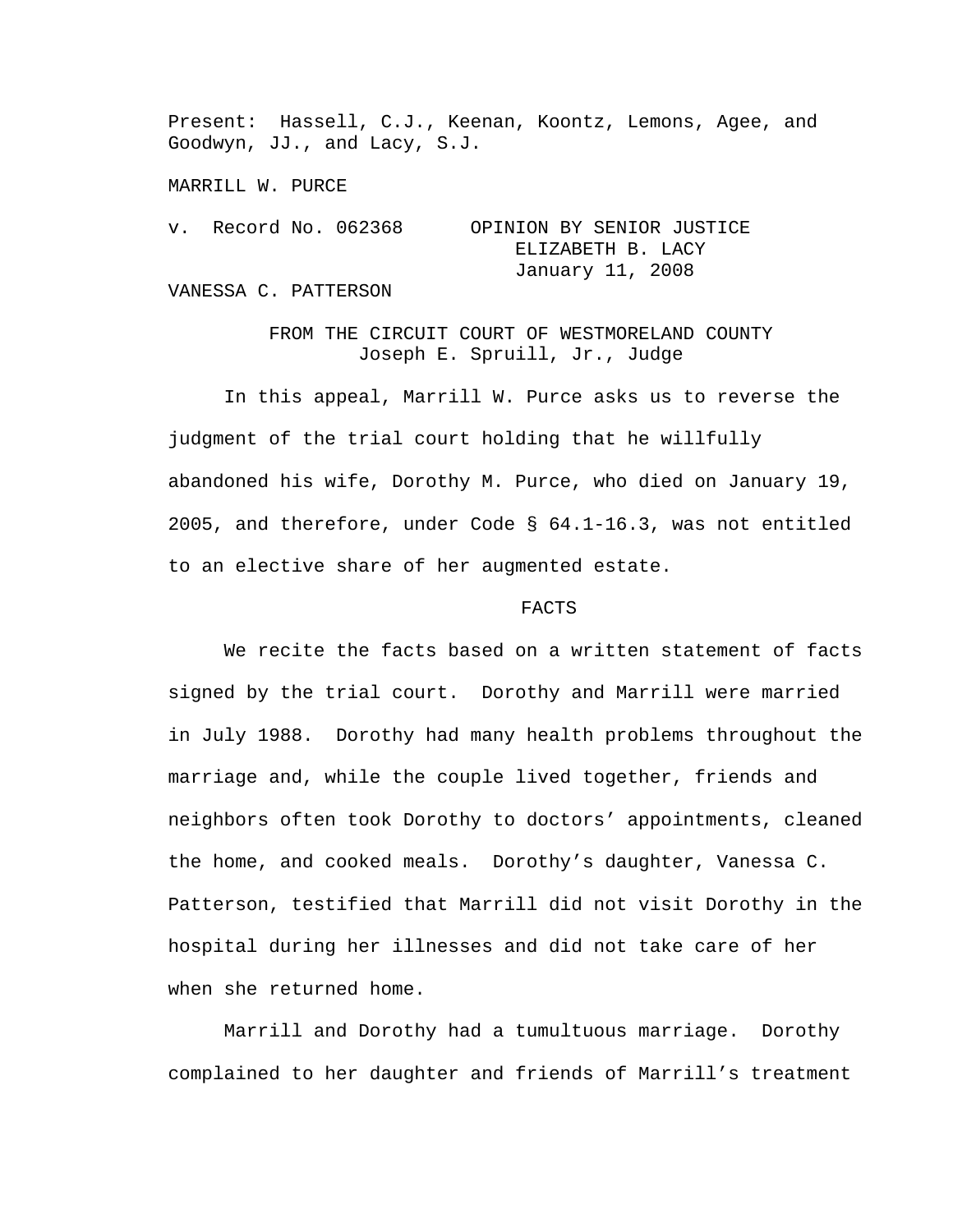Present: Hassell, C.J., Keenan, Koontz, Lemons, Agee, and Goodwyn, JJ., and Lacy, S.J.

MARRILL W. PURCE

v. Record No. 062368 OPINION BY SENIOR JUSTICE ELIZABETH B. LACY January 11, 2008

VANESSA C. PATTERSON

FROM THE CIRCUIT COURT OF WESTMORELAND COUNTY
Joseph E. Spruill, Jr., Judge

In this appeal, Marrill W. Purce asks us to reverse the judgment of the trial court holding that he willfully abandoned his wife, Dorothy M. Purce, who died on January 19, 2005, and therefore, under Code § 64.1-16.3, was not entitled to an elective share of her augmented estate.

## FACTS

We recite the facts based on a written statement of facts signed by the trial court. Dorothy and Marrill were married in July 1988. Dorothy had many health problems throughout the marriage and, while the couple lived together, friends and neighbors often took Dorothy to doctors' appointments, cleaned the home, and cooked meals. Dorothy's daughter, Vanessa C. Patterson, testified that Marrill did not visit Dorothy in the hospital during her illnesses and did not take care of her when she returned home.

Marrill and Dorothy had a tumultuous marriage. Dorothy complained to her daughter and friends of Marrill's treatment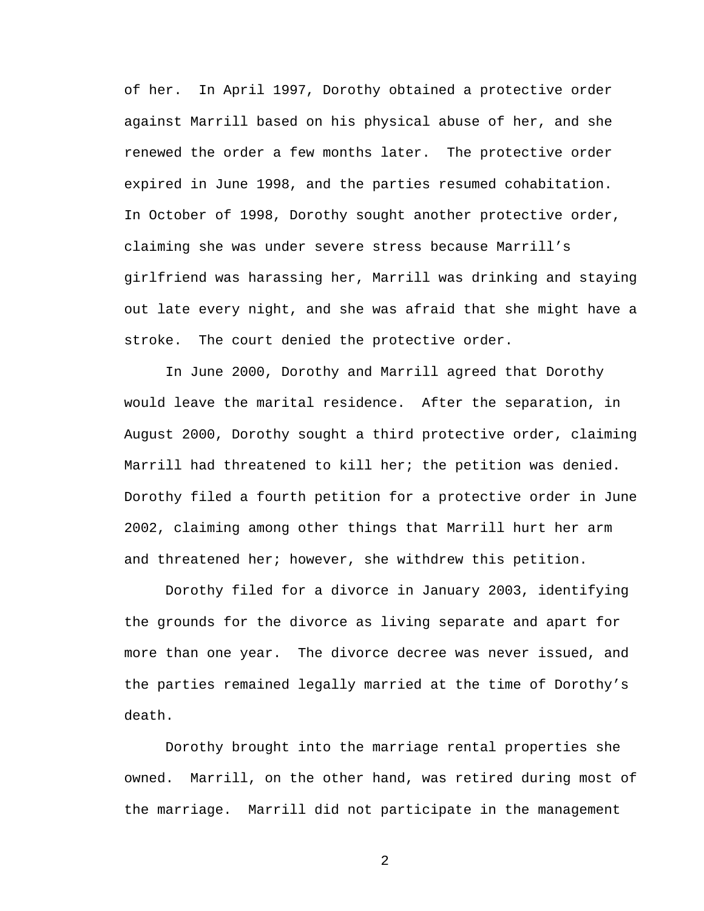of her. In April 1997, Dorothy obtained a protective order against Marrill based on his physical abuse of her, and she renewed the order a few months later. The protective order expired in June 1998, and the parties resumed cohabitation. In October of 1998, Dorothy sought another protective order, claiming she was under severe stress because Marrill's girlfriend was harassing her, Marrill was drinking and staying out late every night, and she was afraid that she might have a stroke. The court denied the protective order.

In June 2000, Dorothy and Marrill agreed that Dorothy would leave the marital residence. After the separation, in August 2000, Dorothy sought a third protective order, claiming Marrill had threatened to kill her; the petition was denied. Dorothy filed a fourth petition for a protective order in June 2002, claiming among other things that Marrill hurt her arm and threatened her; however, she withdrew this petition.

Dorothy filed for a divorce in January 2003, identifying the grounds for the divorce as living separate and apart for more than one year. The divorce decree was never issued, and the parties remained legally married at the time of Dorothy's death.

Dorothy brought into the marriage rental properties she owned. Marrill, on the other hand, was retired during most of the marriage. Marrill did not participate in the management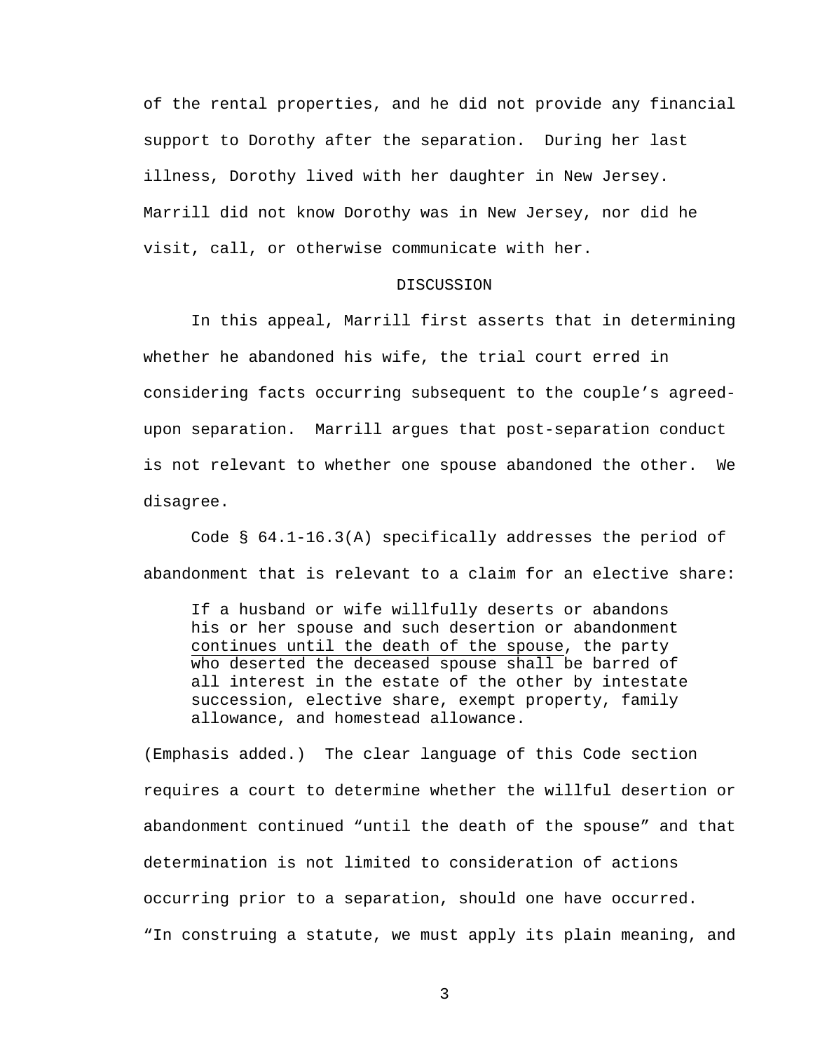of the rental properties, and he did not provide any financial support to Dorothy after the separation. During her last illness, Dorothy lived with her daughter in New Jersey. Marrill did not know Dorothy was in New Jersey, nor did he visit, call, or otherwise communicate with her.

## DISCUSSION

In this appeal, Marrill first asserts that in determining whether he abandoned his wife, the trial court erred in considering facts occurring subsequent to the couple's agreed-upon separation. Marrill argues that post-separation conduct is not relevant to whether one spouse abandoned the other. We disagree.

Code § 64.1-16.3(A) specifically addresses the period of abandonment that is relevant to a claim for an elective share:

> If a husband or wife willfully deserts or abandons his or her spouse and such desertion or abandonment <u>continues until the death of the spouse</u>, the party who deserted the deceased spouse shall be barred of all interest in the estate of the other by intestate succession, elective share, exempt property, family allowance, and homestead allowance.

(Emphasis added.) The clear language of this Code section requires a court to determine whether the willful desertion or abandonment continued "until the death of the spouse" and that determination is not limited to consideration of actions occurring prior to a separation, should one have occurred. "In construing a statute, we must apply its plain meaning, and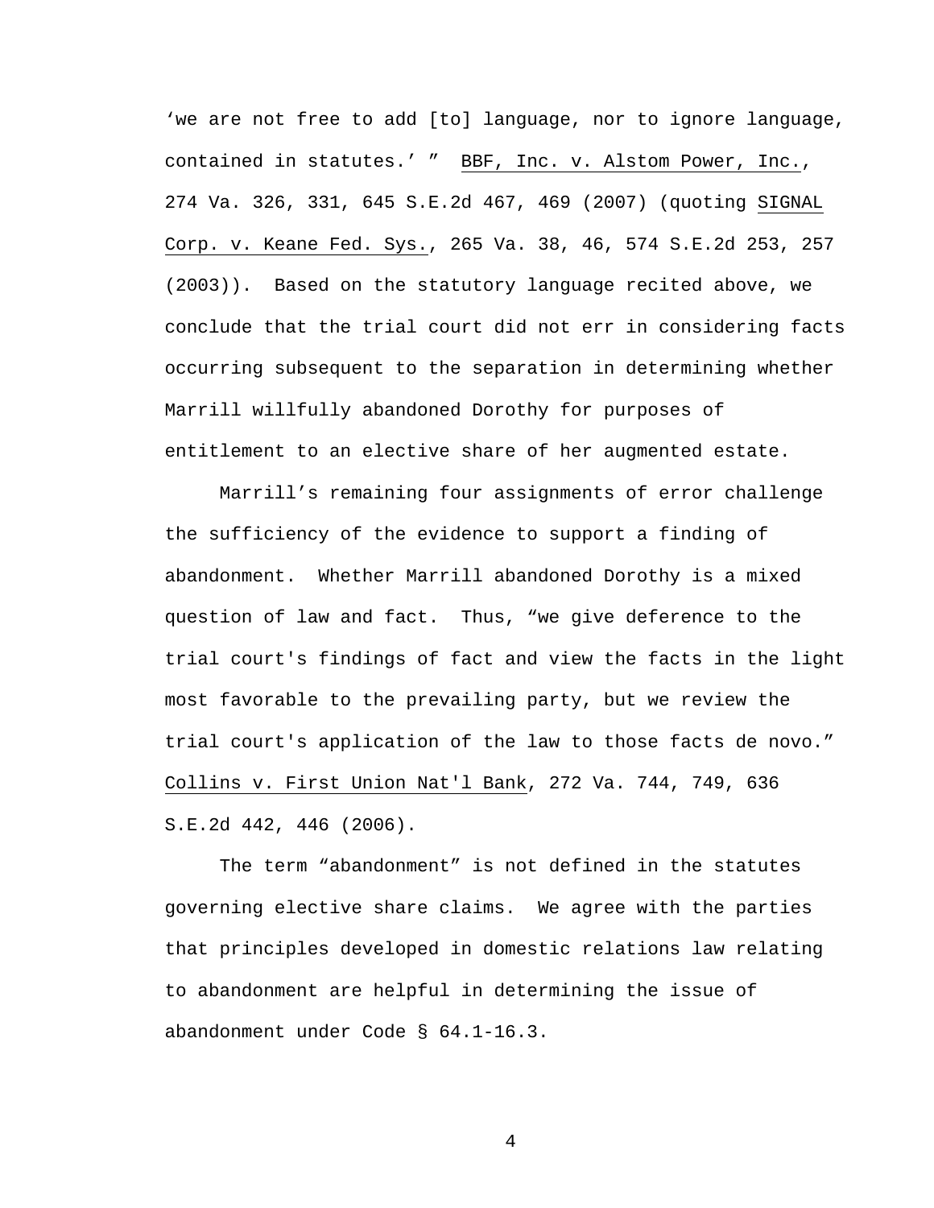‘we are not free to add [to] language, nor to ignore language, contained in statutes.’ ” BBF, Inc. v. Alstom Power, Inc., 274 Va. 326, 331, 645 S.E.2d 467, 469 (2007) (quoting SIGNAL Corp. v. Keane Fed. Sys., 265 Va. 38, 46, 574 S.E.2d 253, 257 (2003)). Based on the statutory language recited above, we conclude that the trial court did not err in considering facts occurring subsequent to the separation in determining whether Marrill willfully abandoned Dorothy for purposes of entitlement to an elective share of her augmented estate.

Marrill’s remaining four assignments of error challenge the sufficiency of the evidence to support a finding of abandonment. Whether Marrill abandoned Dorothy is a mixed question of law and fact. Thus, “we give deference to the trial court's findings of fact and view the facts in the light most favorable to the prevailing party, but we review the trial court's application of the law to those facts de novo.” Collins v. First Union Nat'l Bank, 272 Va. 744, 749, 636 S.E.2d 442, 446 (2006).

The term “abandonment” is not defined in the statutes governing elective share claims. We agree with the parties that principles developed in domestic relations law relating to abandonment are helpful in determining the issue of abandonment under Code § 64.1-16.3.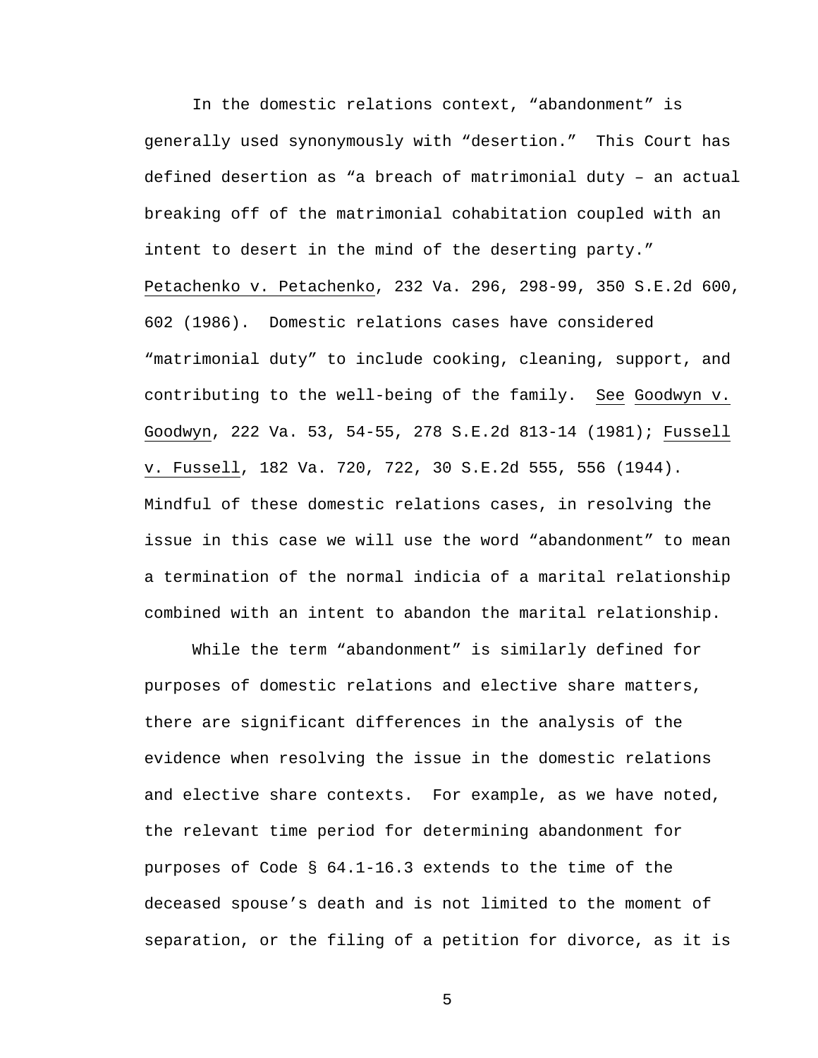In the domestic relations context, "abandonment" is generally used synonymously with "desertion." This Court has defined desertion as "a breach of matrimonial duty – an actual breaking off of the matrimonial cohabitation coupled with an intent to desert in the mind of the deserting party." Petachenko v. Petachenko, 232 Va. 296, 298-99, 350 S.E.2d 600, 602 (1986). Domestic relations cases have considered "matrimonial duty" to include cooking, cleaning, support, and contributing to the well-being of the family. See Goodwyn v. Goodwyn, 222 Va. 53, 54-55, 278 S.E.2d 813-14 (1981); Fussell v. Fussell, 182 Va. 720, 722, 30 S.E.2d 555, 556 (1944). Mindful of these domestic relations cases, in resolving the issue in this case we will use the word "abandonment" to mean a termination of the normal indicia of a marital relationship combined with an intent to abandon the marital relationship.

While the term "abandonment" is similarly defined for purposes of domestic relations and elective share matters, there are significant differences in the analysis of the evidence when resolving the issue in the domestic relations and elective share contexts. For example, as we have noted, the relevant time period for determining abandonment for purposes of Code § 64.1-16.3 extends to the time of the deceased spouse's death and is not limited to the moment of separation, or the filing of a petition for divorce, as it is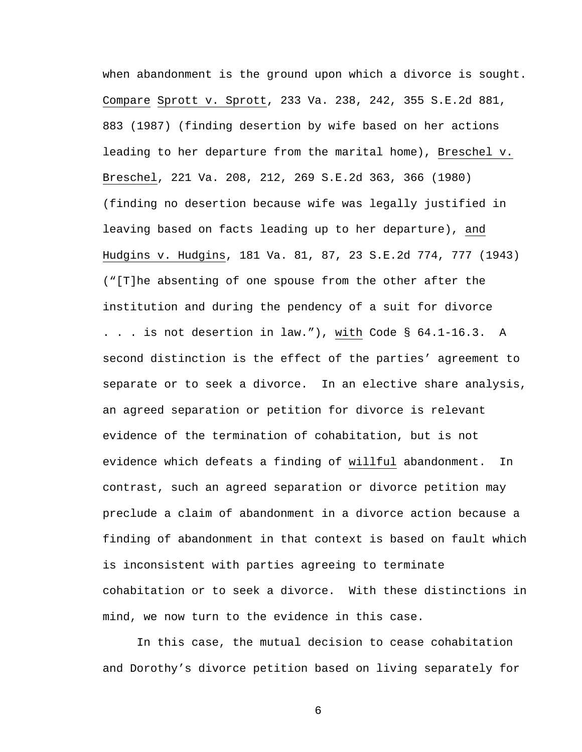when abandonment is the ground upon which a divorce is sought. Compare Sprott v. Sprott, 233 Va. 238, 242, 355 S.E.2d 881, 883 (1987) (finding desertion by wife based on her actions leading to her departure from the marital home), Breschel v. Breschel, 221 Va. 208, 212, 269 S.E.2d 363, 366 (1980) (finding no desertion because wife was legally justified in leaving based on facts leading up to her departure), and Hudgins v. Hudgins, 181 Va. 81, 87, 23 S.E.2d 774, 777 (1943) ("[T]he absenting of one spouse from the other after the institution and during the pendency of a suit for divorce . . . is not desertion in law."), with Code § 64.1-16.3. A second distinction is the effect of the parties' agreement to separate or to seek a divorce. In an elective share analysis, an agreed separation or petition for divorce is relevant evidence of the termination of cohabitation, but is not evidence which defeats a finding of willful abandonment. In contrast, such an agreed separation or divorce petition may preclude a claim of abandonment in a divorce action because a finding of abandonment in that context is based on fault which is inconsistent with parties agreeing to terminate cohabitation or to seek a divorce. With these distinctions in mind, we now turn to the evidence in this case.

In this case, the mutual decision to cease cohabitation and Dorothy's divorce petition based on living separately for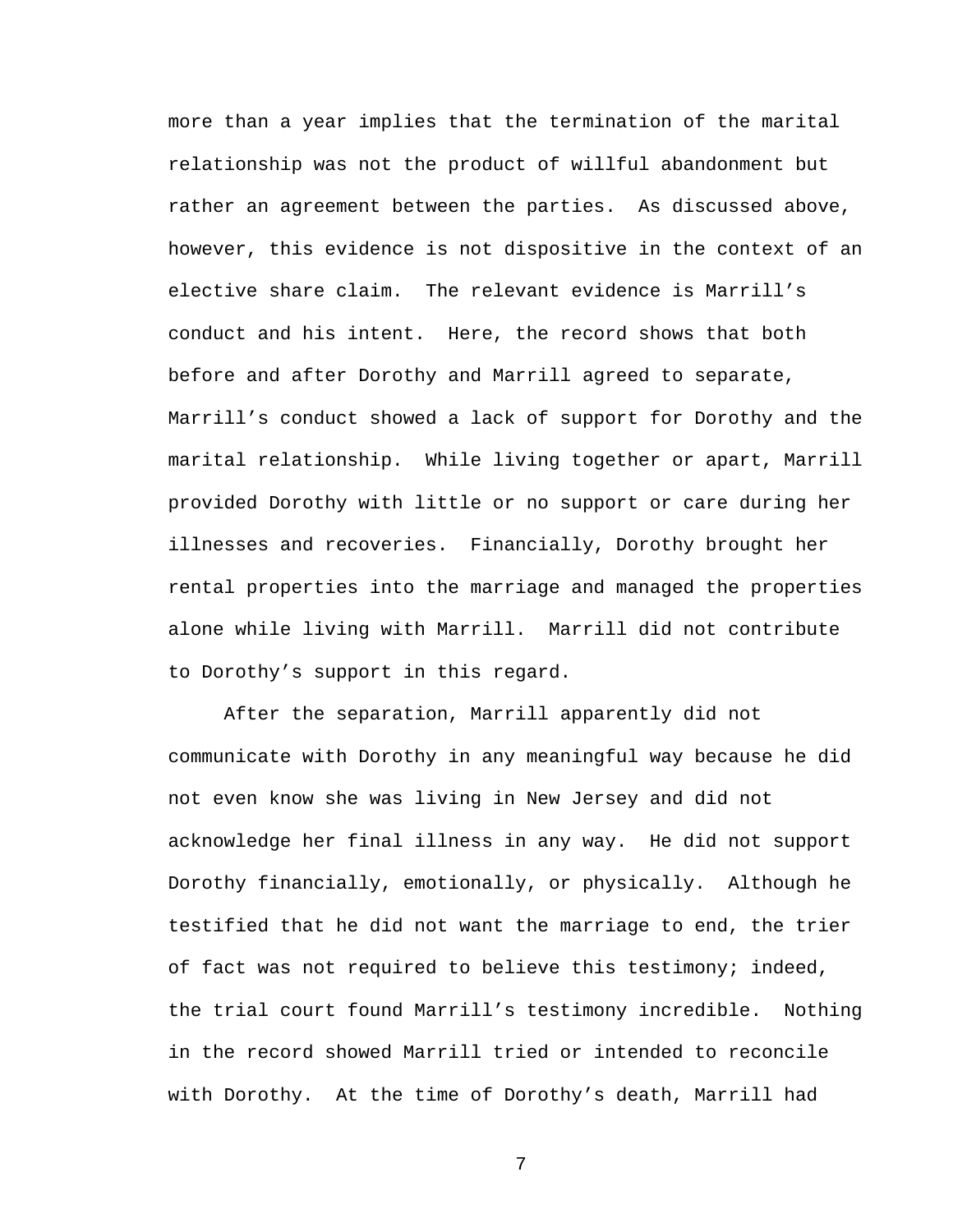more than a year implies that the termination of the marital relationship was not the product of willful abandonment but rather an agreement between the parties. As discussed above, however, this evidence is not dispositive in the context of an elective share claim. The relevant evidence is Marrill's conduct and his intent. Here, the record shows that both before and after Dorothy and Marrill agreed to separate, Marrill's conduct showed a lack of support for Dorothy and the marital relationship. While living together or apart, Marrill provided Dorothy with little or no support or care during her illnesses and recoveries. Financially, Dorothy brought her rental properties into the marriage and managed the properties alone while living with Marrill. Marrill did not contribute to Dorothy's support in this regard.

After the separation, Marrill apparently did not communicate with Dorothy in any meaningful way because he did not even know she was living in New Jersey and did not acknowledge her final illness in any way. He did not support Dorothy financially, emotionally, or physically. Although he testified that he did not want the marriage to end, the trier of fact was not required to believe this testimony; indeed, the trial court found Marrill's testimony incredible. Nothing in the record showed Marrill tried or intended to reconcile with Dorothy. At the time of Dorothy's death, Marrill had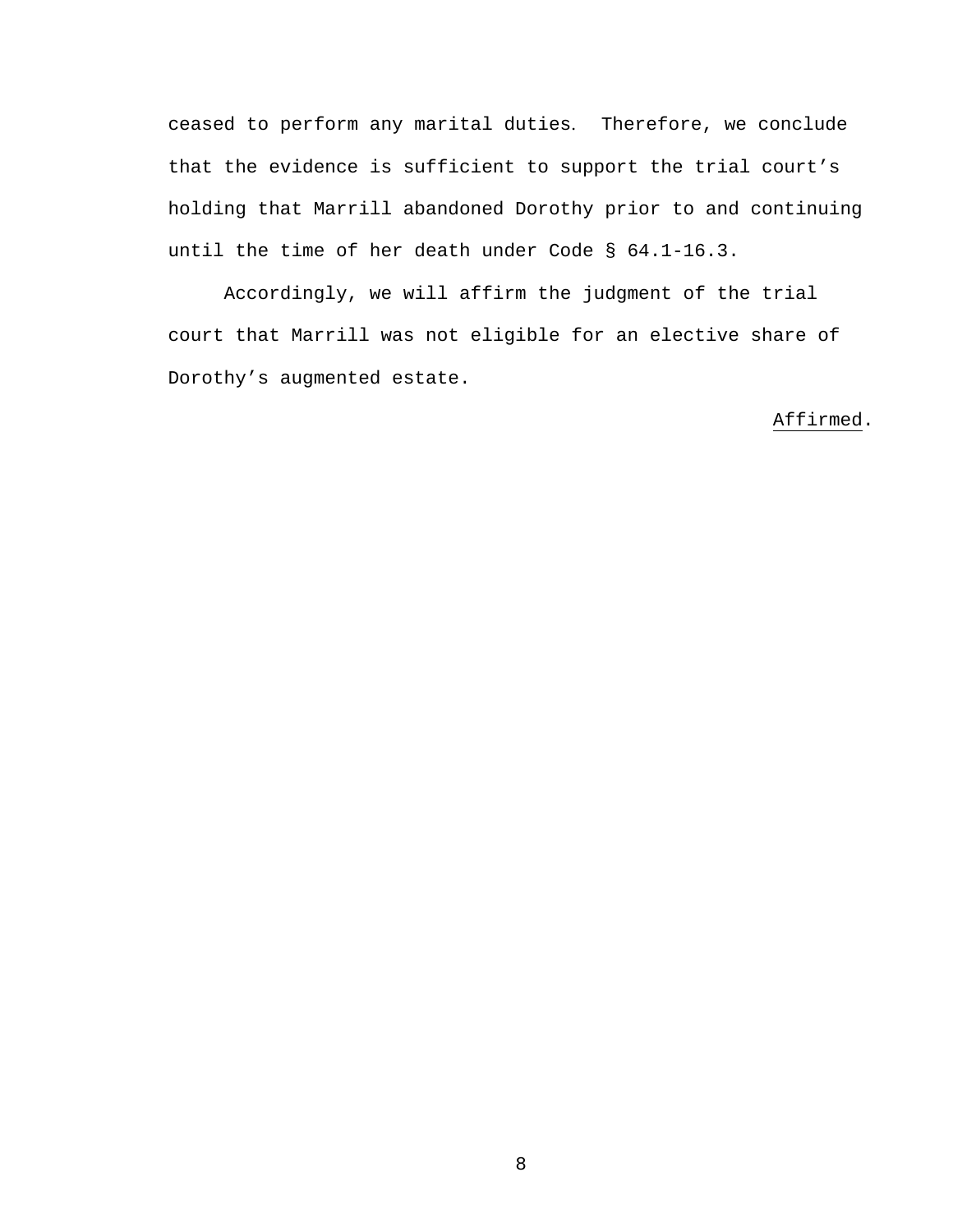ceased to perform any marital duties. Therefore, we conclude that the evidence is sufficient to support the trial court's holding that Marrill abandoned Dorothy prior to and continuing until the time of her death under Code § 64.1-16.3.

Accordingly, we will affirm the judgment of the trial court that Marrill was not eligible for an elective share of Dorothy's augmented estate.

Affirmed.